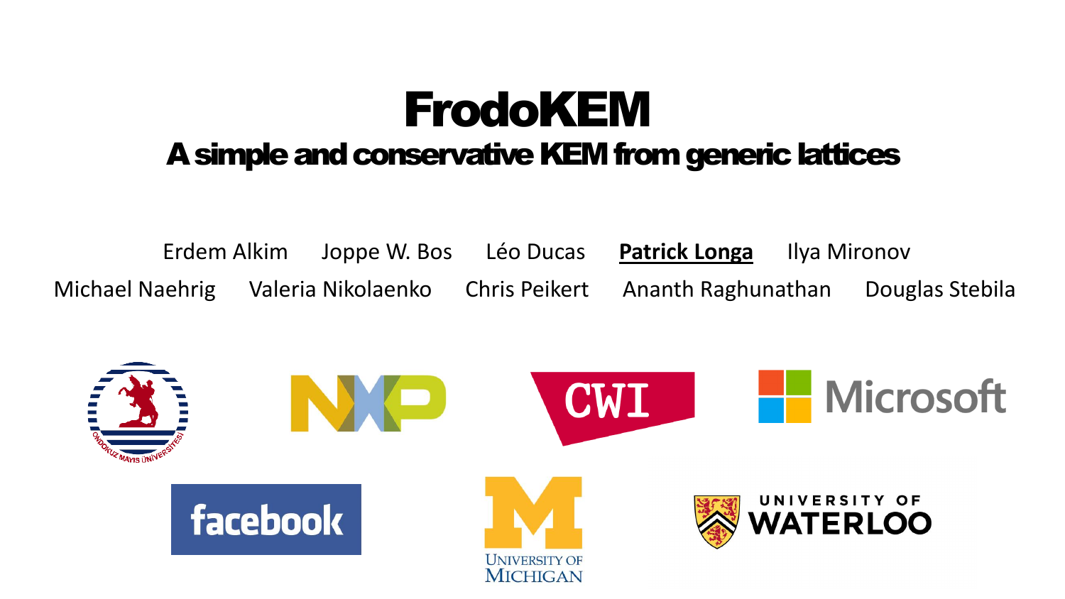# FrodoKEM

## A simple and conservative KEM from generic lattices

Erdem Alkim Joppe W. Bos Léo Ducas **Patrick Longa** Ilya Mironov

Michael Naehrig Valeria Nikolaenko Chris Peikert Ananth Raghunathan Douglas Stebila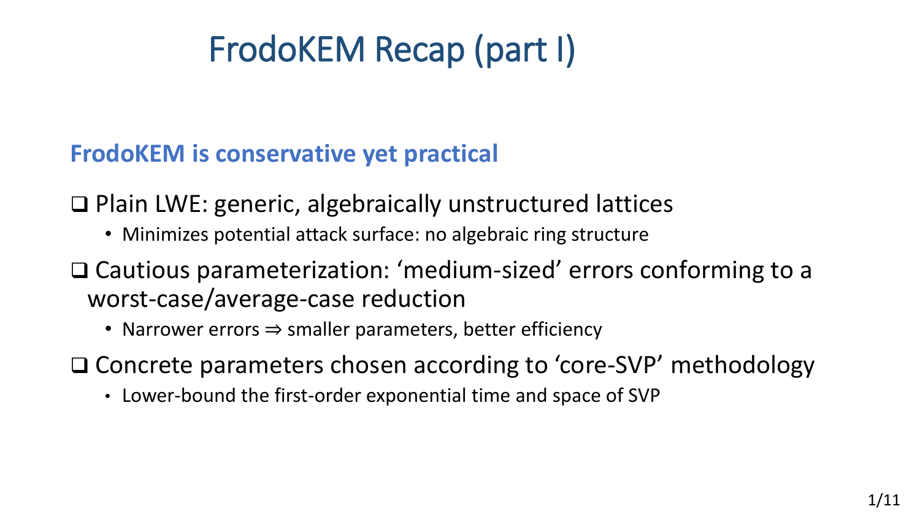# FrodoKEM Recap (part I)

**FrodoKEM is conservative yet practical**

- Plain LWE: generic, algebraically unstructured lattices
  - Minimizes potential attack surface: no algebraic ring structure
- Cautious parameterization: 'medium-sized' errors conforming to a worst-case/average-case reduction
  - Narrower errors $\Rightarrow$ smaller parameters, better efficiency
- Concrete parameters chosen according to 'core-SVP' methodology
  - Lower-bound the first-order exponential time and space of SVP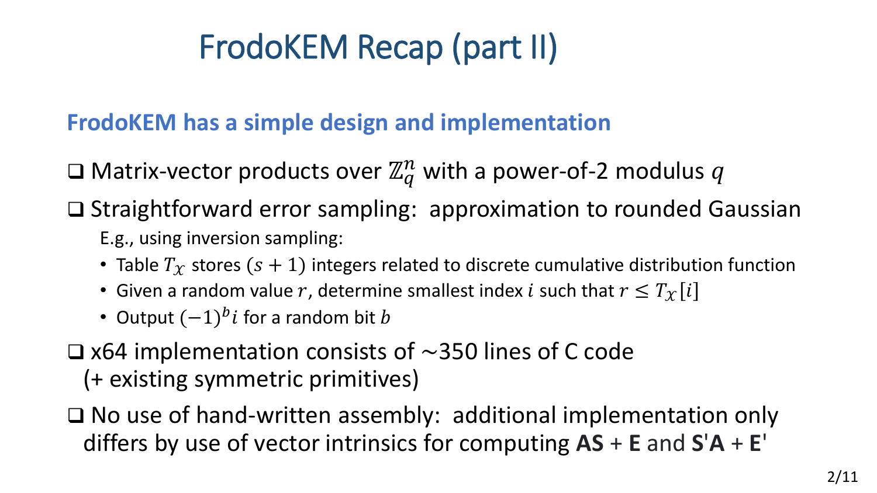# FrodoKEM Recap (part II)

## FrodoKEM has a simple design and implementation

- ❑ Matrix-vector products over $\mathbb{Z}_q^n$ with a power-of-2 modulus $q$
- ❑ Straightforward error sampling: approximation to rounded Gaussian

  E.g., using inversion sampling:

  - Table $T_\chi$ stores $(s+1)$ integers related to discrete cumulative distribution function
  - Given a random value $r$, determine smallest index $i$ such that $r \leq T_\chi[i]$
  - Output $(-1)^b i$ for a random bit $b$

- ❑ x64 implementation consists of ~350 lines of C code (+ existing symmetric primitives)
- ❑ No use of hand-written assembly: additional implementation only differs by use of vector intrinsics for computing **AS** + **E** and **S**'**A** + **E**'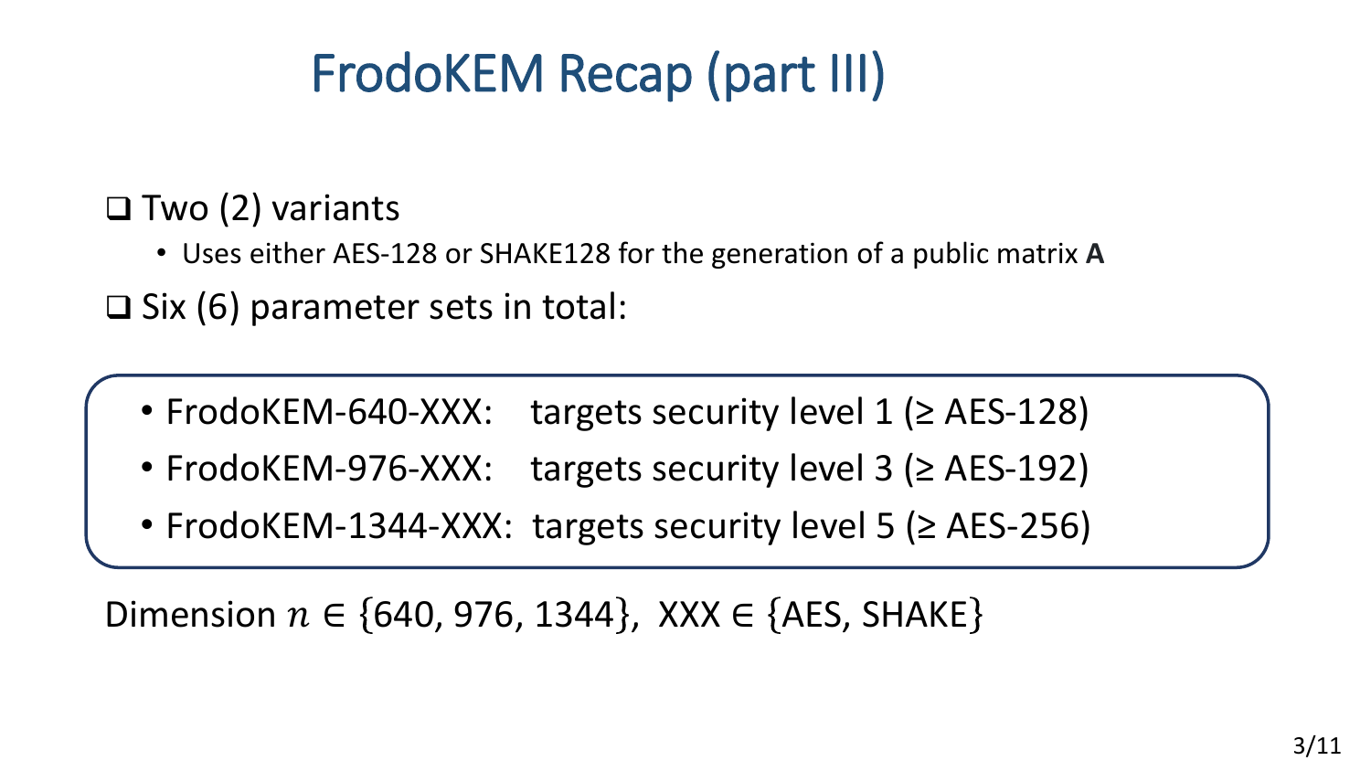# FrodoKEM Recap (part III)

- Two (2) variants
  - Uses either AES-128 or SHAKE128 for the generation of a public matrix **A**
- Six (6) parameter sets in total:

  - FrodoKEM-640-XXX: targets security level 1 (≥ AES-128)
  - FrodoKEM-976-XXX: targets security level 3 (≥ AES-192)
  - FrodoKEM-1344-XXX: targets security level 5 (≥ AES-256)

Dimension $n \in \{640, 976, 1344\}$, XXX $\in$ {AES, SHAKE}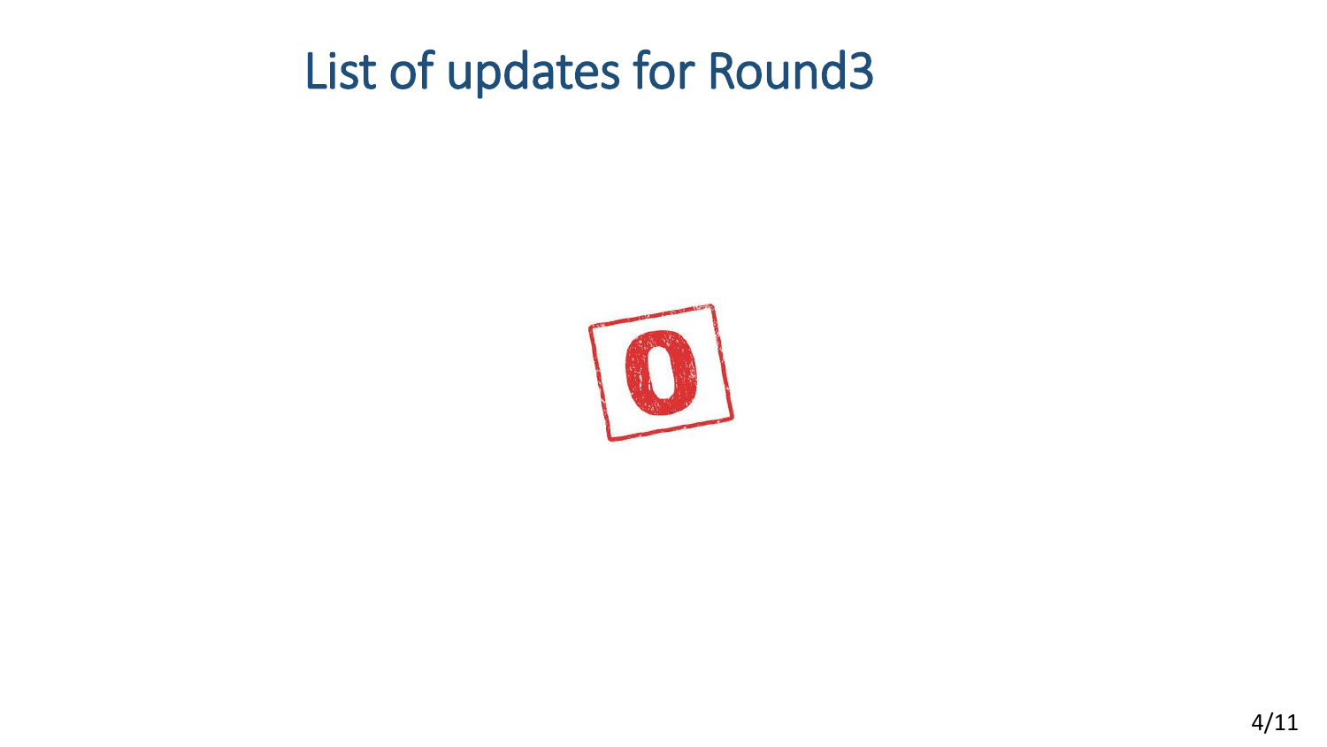# List of updates for Round3

0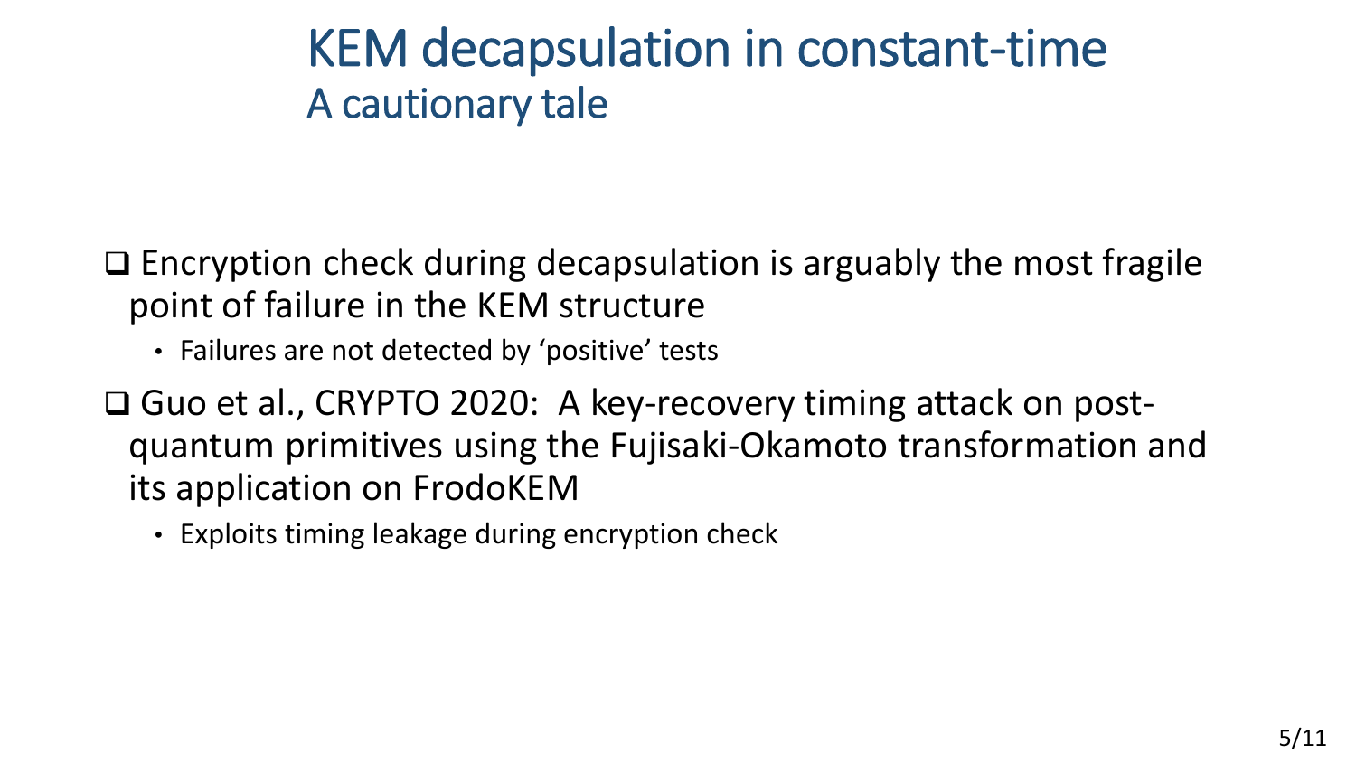# KEM decapsulation in constant-time

## A cautionary tale

- Encryption check during decapsulation is arguably the most fragile point of failure in the KEM structure
  - Failures are not detected by 'positive' tests
- Guo et al., CRYPTO 2020: A key-recovery timing attack on post-quantum primitives using the Fujisaki-Okamoto transformation and its application on FrodoKEM
  - Exploits timing leakage during encryption check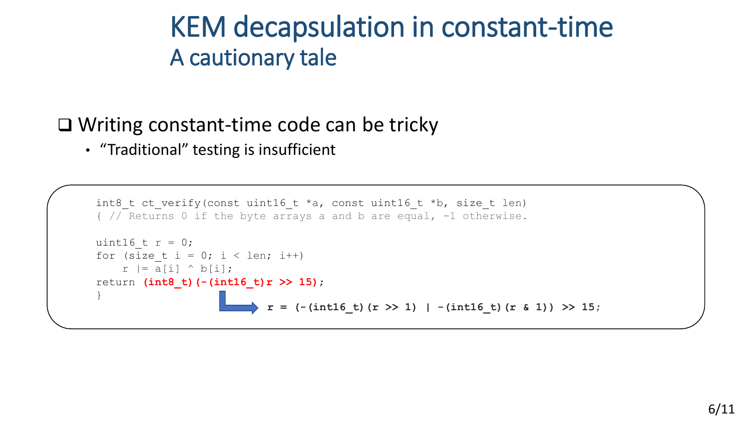# KEM decapsulation in constant-time

## A cautionary tale

- Writing constant-time code can be tricky
  - “Traditional” testing is insufficient

```
int8_t ct_verify(const uint16_t *a, const uint16_t *b, size_t len)
{ // Returns 0 if the byte arrays a and b are equal, -1 otherwise.

uint16_t r = 0;
for (size_t i = 0; i < len; i++)
    r |= a[i] ^ b[i];
return (int8_t)(-(int16_t)r >> 15);
}
```

```
r = (-(int16_t)(r >> 1) | -(int16_t)(r & 1)) >> 15;
```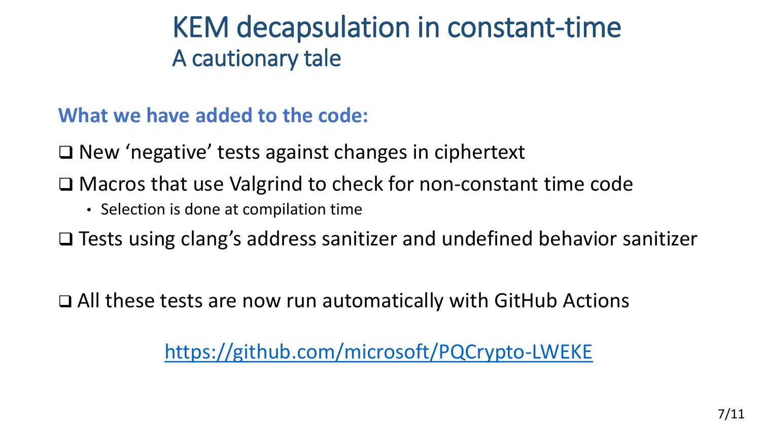# KEM decapsulation in constant-time

## A cautionary tale

**What we have added to the code:**

- ❑ New 'negative' tests against changes in ciphertext
- ❑ Macros that use Valgrind to check for non-constant time code
  - Selection is done at compilation time
- ❑ Tests using clang's address sanitizer and undefined behavior sanitizer

- ❑ All these tests are now run automatically with GitHub Actions

https://github.com/microsoft/PQCrypto-LWEKE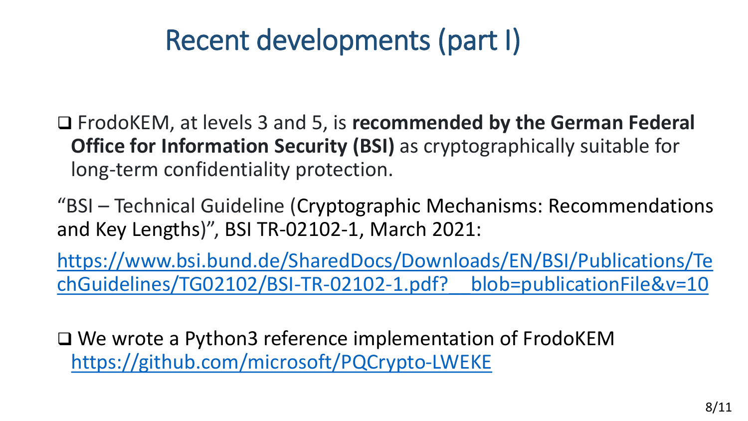# Recent developments (part I)

- FrodoKEM, at levels 3 and 5, is **recommended by the German Federal Office for Information Security (BSI)** as cryptographically suitable for long-term confidentiality protection.

"BSI – Technical Guideline (Cryptographic Mechanisms: Recommendations and Key Lengths)", BSI TR-02102-1, March 2021:

https://www.bsi.bund.de/SharedDocs/Downloads/EN/BSI/Publications/TechGuidelines/TG02102/BSI-TR-02102-1.pdf?__blob=publicationFile&v=10

- We wrote a Python3 reference implementation of FrodoKEM https://github.com/microsoft/PQCrypto-LWEKE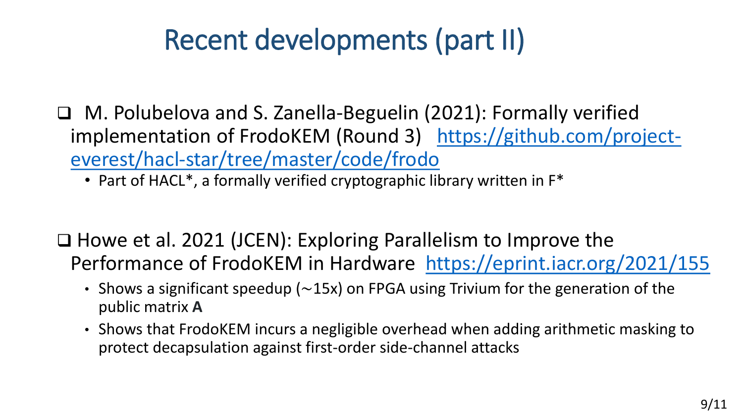# Recent developments (part II)

- M. Polubelova and S. Zanella-Beguelin (2021): Formally verified implementation of FrodoKEM (Round 3) [https://github.com/project-everest/hacl-star/tree/master/code/frodo](https://github.com/project-everest/hacl-star/tree/master/code/frodo)
  - Part of HACL*, a formally verified cryptographic library written in F*

- Howe et al. 2021 (JCEN): Exploring Parallelism to Improve the Performance of FrodoKEM in Hardware [https://eprint.iacr.org/2021/155](https://eprint.iacr.org/2021/155)
  - Shows a significant speedup (∼15x) on FPGA using Trivium for the generation of the public matrix **A**
  - Shows that FrodoKEM incurs a negligible overhead when adding arithmetic masking to protect decapsulation against first-order side-channel attacks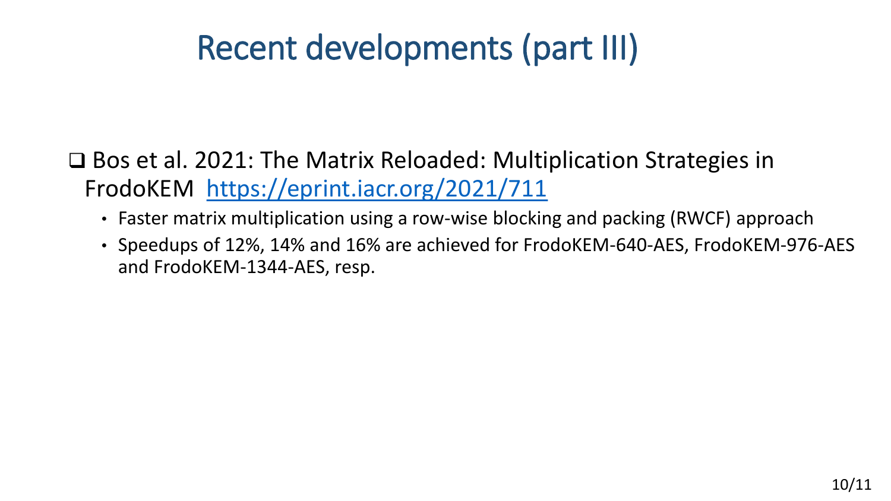# Recent developments (part III)

- Bos et al. 2021: The Matrix Reloaded: Multiplication Strategies in FrodoKEM [https://eprint.iacr.org/2021/711](https://eprint.iacr.org/2021/711)
  - Faster matrix multiplication using a row-wise blocking and packing (RWCF) approach
  - Speedups of 12%, 14% and 16% are achieved for FrodoKEM-640-AES, FrodoKEM-976-AES and FrodoKEM-1344-AES, resp.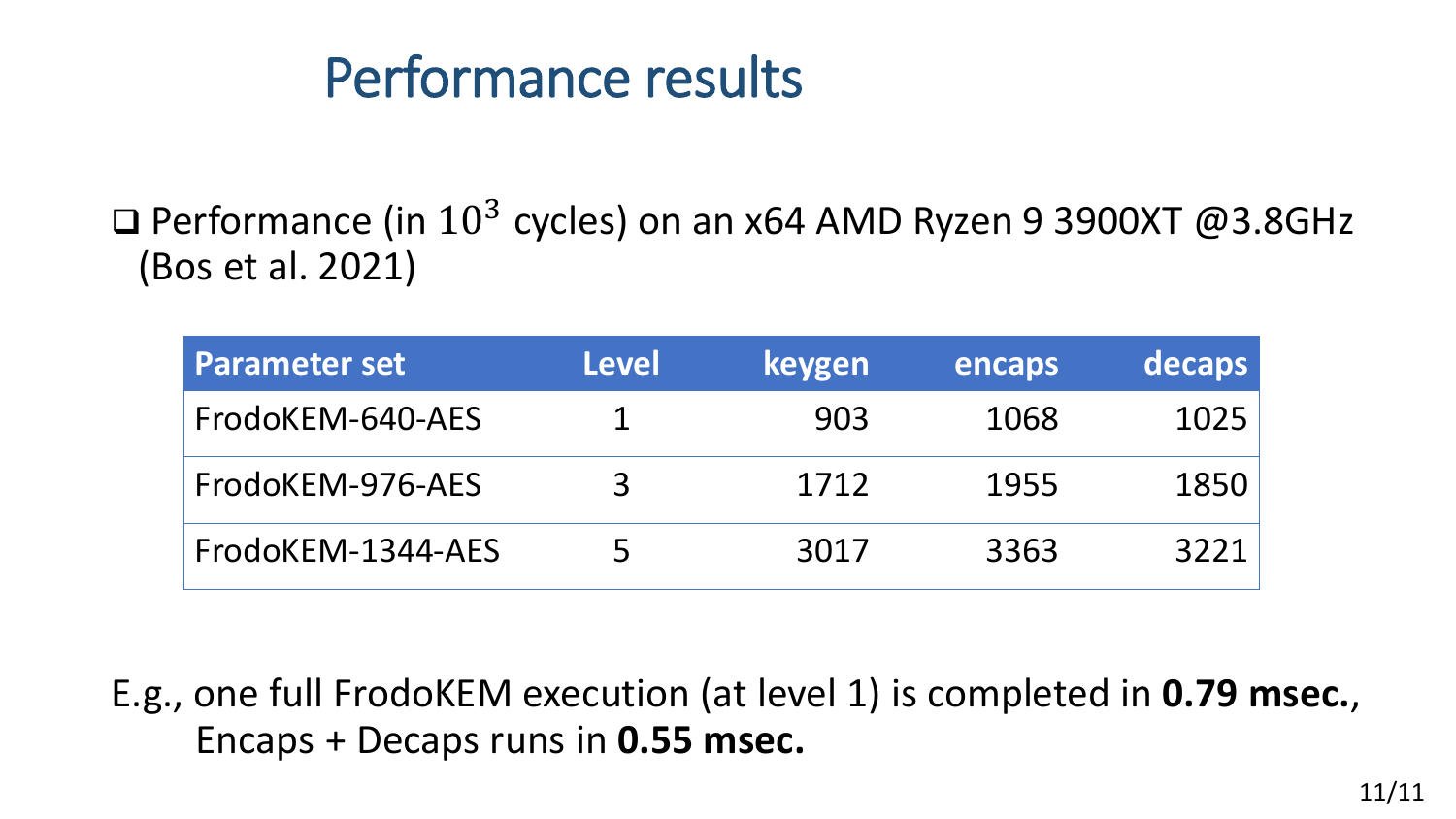# Performance results

- Performance (in $10^3$ cycles) on an x64 AMD Ryzen 9 3900XT @3.8GHz (Bos et al. 2021)

| Parameter set | Level | keygen | encaps | decaps |
|---|---|---|---|---|
| FrodoKEM-640-AES | 1 | 903 | 1068 | 1025 |
| FrodoKEM-976-AES | 3 | 1712 | 1955 | 1850 |
| FrodoKEM-1344-AES | 5 | 3017 | 3363 | 3221 |

E.g., one full FrodoKEM execution (at level 1) is completed in **0.79 msec.**, Encaps + Decaps runs in **0.55 msec.**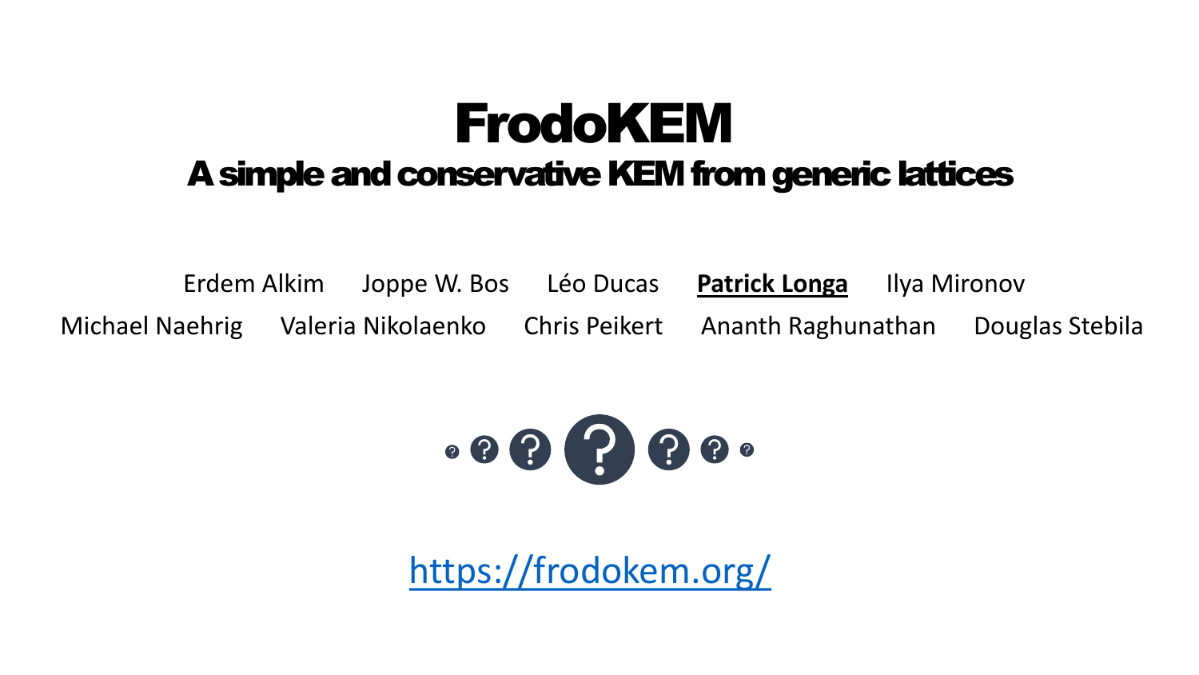# FrodoKEM

## A simple and conservative KEM from generic lattices

Erdem Alkim Joppe W. Bos Léo Ducas **Patrick Longa** Ilya Mironov

Michael Naehrig Valeria Nikolaenko Chris Peikert Ananth Raghunathan Douglas Stebila

https://frodokem.org/